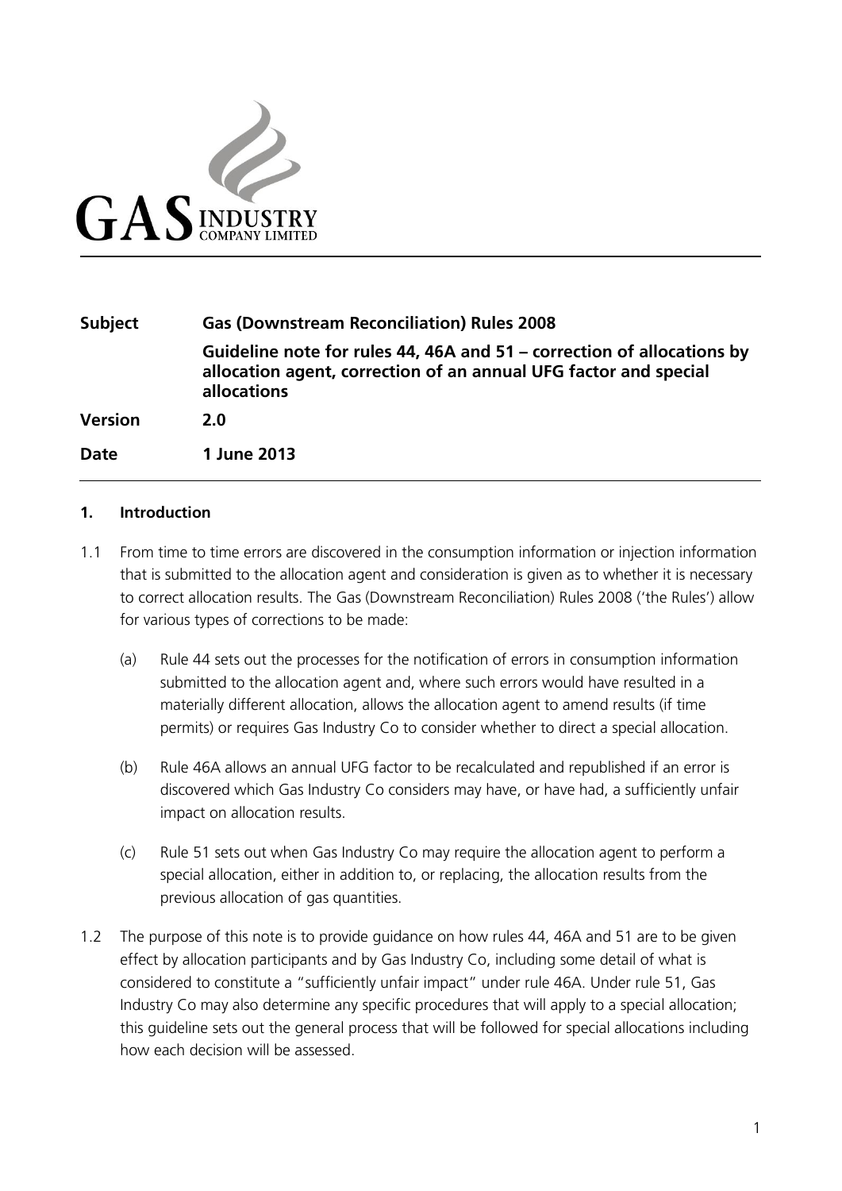GAS INDUSTRY COMPANY LIMITED

| | |
|---|---|
| **Subject** | **Gas (Downstream Reconciliation) Rules 2008** |
| | **Guideline note for rules 44, 46A and 51 – correction of allocations by allocation agent, correction of an annual UFG factor and special allocations** |
| **Version** | **2.0** |
| **Date** | **1 June 2013** |

## 1. Introduction

1.1 From time to time errors are discovered in the consumption information or injection information that is submitted to the allocation agent and consideration is given as to whether it is necessary to correct allocation results. The Gas (Downstream Reconciliation) Rules 2008 ('the Rules') allow for various types of corrections to be made:

(a) Rule 44 sets out the processes for the notification of errors in consumption information submitted to the allocation agent and, where such errors would have resulted in a materially different allocation, allows the allocation agent to amend results (if time permits) or requires Gas Industry Co to consider whether to direct a special allocation.

(b) Rule 46A allows an annual UFG factor to be recalculated and republished if an error is discovered which Gas Industry Co considers may have, or have had, a sufficiently unfair impact on allocation results.

(c) Rule 51 sets out when Gas Industry Co may require the allocation agent to perform a special allocation, either in addition to, or replacing, the allocation results from the previous allocation of gas quantities.

1.2 The purpose of this note is to provide guidance on how rules 44, 46A and 51 are to be given effect by allocation participants and by Gas Industry Co, including some detail of what is considered to constitute a "sufficiently unfair impact" under rule 46A. Under rule 51, Gas Industry Co may also determine any specific procedures that will apply to a special allocation; this guideline sets out the general process that will be followed for special allocations including how each decision will be assessed.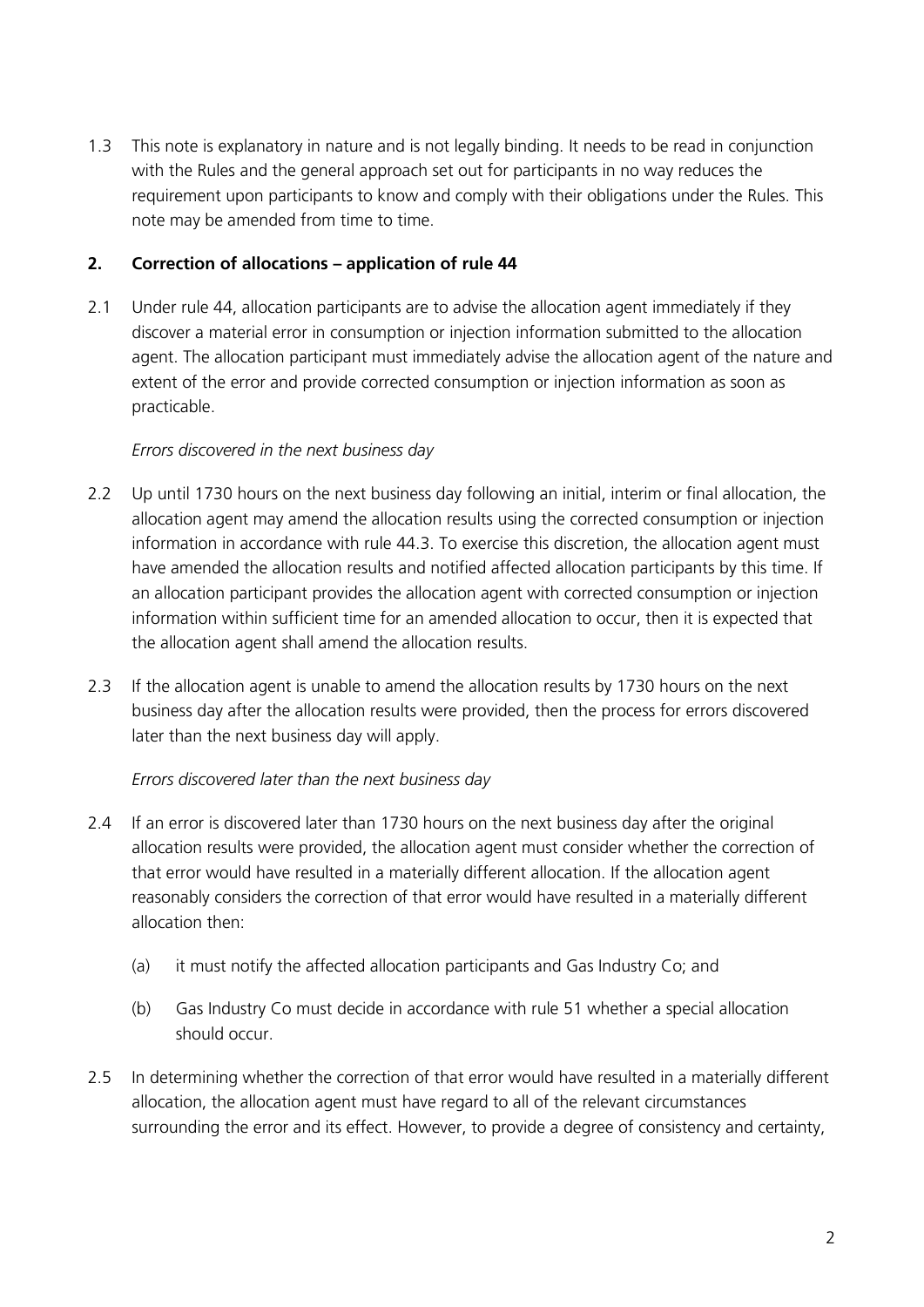1.3 This note is explanatory in nature and is not legally binding. It needs to be read in conjunction with the Rules and the general approach set out for participants in no way reduces the requirement upon participants to know and comply with their obligations under the Rules. This note may be amended from time to time.

## 2. Correction of allocations – application of rule 44

2.1 Under rule 44, allocation participants are to advise the allocation agent immediately if they discover a material error in consumption or injection information submitted to the allocation agent. The allocation participant must immediately advise the allocation agent of the nature and extent of the error and provide corrected consumption or injection information as soon as practicable.

*Errors discovered in the next business day*

2.2 Up until 1730 hours on the next business day following an initial, interim or final allocation, the allocation agent may amend the allocation results using the corrected consumption or injection information in accordance with rule 44.3. To exercise this discretion, the allocation agent must have amended the allocation results and notified affected allocation participants by this time. If an allocation participant provides the allocation agent with corrected consumption or injection information within sufficient time for an amended allocation to occur, then it is expected that the allocation agent shall amend the allocation results.

2.3 If the allocation agent is unable to amend the allocation results by 1730 hours on the next business day after the allocation results were provided, then the process for errors discovered later than the next business day will apply.

*Errors discovered later than the next business day*

2.4 If an error is discovered later than 1730 hours on the next business day after the original allocation results were provided, the allocation agent must consider whether the correction of that error would have resulted in a materially different allocation. If the allocation agent reasonably considers the correction of that error would have resulted in a materially different allocation then:

(a) it must notify the affected allocation participants and Gas Industry Co; and

(b) Gas Industry Co must decide in accordance with rule 51 whether a special allocation should occur.

2.5 In determining whether the correction of that error would have resulted in a materially different allocation, the allocation agent must have regard to all of the relevant circumstances surrounding the error and its effect. However, to provide a degree of consistency and certainty,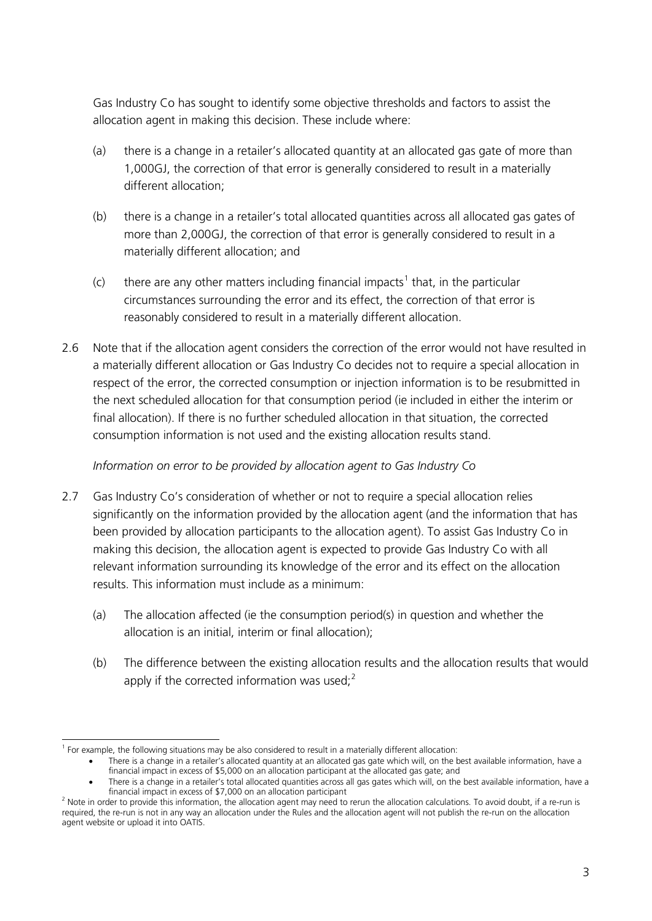Gas Industry Co has sought to identify some objective thresholds and factors to assist the allocation agent in making this decision. These include where:

(a) there is a change in a retailer's allocated quantity at an allocated gas gate of more than 1,000GJ, the correction of that error is generally considered to result in a materially different allocation;

(b) there is a change in a retailer's total allocated quantities across all allocated gas gates of more than 2,000GJ, the correction of that error is generally considered to result in a materially different allocation; and

(c) there are any other matters including financial impacts[1] that, in the particular circumstances surrounding the error and its effect, the correction of that error is reasonably considered to result in a materially different allocation.

2.6 Note that if the allocation agent considers the correction of the error would not have resulted in a materially different allocation or Gas Industry Co decides not to require a special allocation in respect of the error, the corrected consumption or injection information is to be resubmitted in the next scheduled allocation for that consumption period (ie included in either the interim or final allocation). If there is no further scheduled allocation in that situation, the corrected consumption information is not used and the existing allocation results stand.

*Information on error to be provided by allocation agent to Gas Industry Co*

2.7 Gas Industry Co's consideration of whether or not to require a special allocation relies significantly on the information provided by the allocation agent (and the information that has been provided by allocation participants to the allocation agent). To assist Gas Industry Co in making this decision, the allocation agent is expected to provide Gas Industry Co with all relevant information surrounding its knowledge of the error and its effect on the allocation results. This information must include as a minimum:

(a) The allocation affected (ie the consumption period(s) in question and whether the allocation is an initial, interim or final allocation);

(b) The difference between the existing allocation results and the allocation results that would apply if the corrected information was used;[2]

---

[1] For example, the following situations may be also considered to result in a materially different allocation:

- There is a change in a retailer's allocated quantity at an allocated gas gate which will, on the best available information, have a financial impact in excess of $5,000 on an allocation participant at the allocated gas gate; and
- There is a change in a retailer's total allocated quantities across all gas gates which will, on the best available information, have a financial impact in excess of $7,000 on an allocation participant

[2] Note in order to provide this information, the allocation agent may need to rerun the allocation calculations. To avoid doubt, if a re-run is required, the re-run is not in any way an allocation under the Rules and the allocation agent will not publish the re-run on the allocation agent website or upload it into OATIS.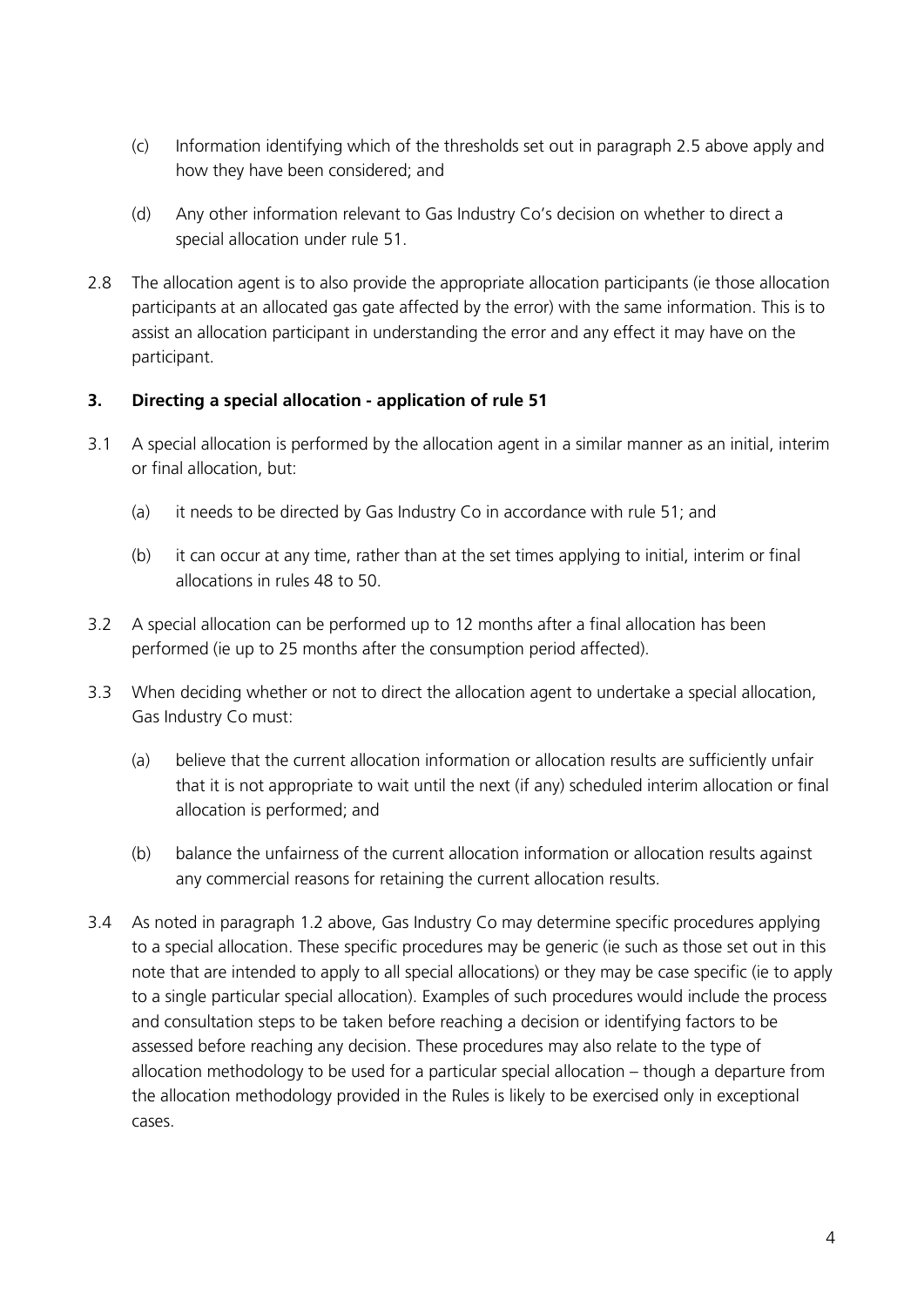(c) Information identifying which of the thresholds set out in paragraph 2.5 above apply and how they have been considered; and

(d) Any other information relevant to Gas Industry Co's decision on whether to direct a special allocation under rule 51.

2.8 The allocation agent is to also provide the appropriate allocation participants (ie those allocation participants at an allocated gas gate affected by the error) with the same information. This is to assist an allocation participant in understanding the error and any effect it may have on the participant.

### 3. Directing a special allocation - application of rule 51

3.1 A special allocation is performed by the allocation agent in a similar manner as an initial, interim or final allocation, but:

(a) it needs to be directed by Gas Industry Co in accordance with rule 51; and

(b) it can occur at any time, rather than at the set times applying to initial, interim or final allocations in rules 48 to 50.

3.2 A special allocation can be performed up to 12 months after a final allocation has been performed (ie up to 25 months after the consumption period affected).

3.3 When deciding whether or not to direct the allocation agent to undertake a special allocation, Gas Industry Co must:

(a) believe that the current allocation information or allocation results are sufficiently unfair that it is not appropriate to wait until the next (if any) scheduled interim allocation or final allocation is performed; and

(b) balance the unfairness of the current allocation information or allocation results against any commercial reasons for retaining the current allocation results.

3.4 As noted in paragraph 1.2 above, Gas Industry Co may determine specific procedures applying to a special allocation. These specific procedures may be generic (ie such as those set out in this note that are intended to apply to all special allocations) or they may be case specific (ie to apply to a single particular special allocation). Examples of such procedures would include the process and consultation steps to be taken before reaching a decision or identifying factors to be assessed before reaching any decision. These procedures may also relate to the type of allocation methodology to be used for a particular special allocation – though a departure from the allocation methodology provided in the Rules is likely to be exercised only in exceptional cases.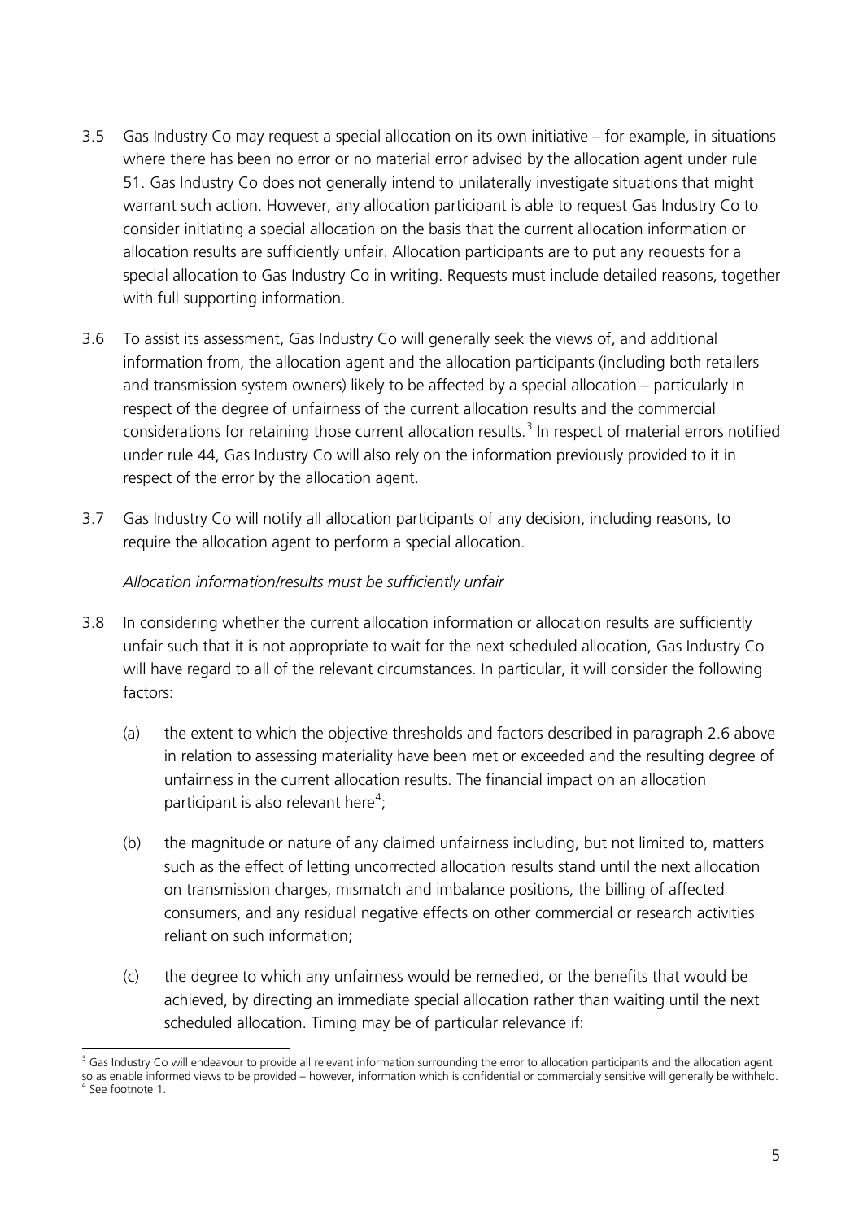3.5 Gas Industry Co may request a special allocation on its own initiative – for example, in situations where there has been no error or no material error advised by the allocation agent under rule 51. Gas Industry Co does not generally intend to unilaterally investigate situations that might warrant such action. However, any allocation participant is able to request Gas Industry Co to consider initiating a special allocation on the basis that the current allocation information or allocation results are sufficiently unfair. Allocation participants are to put any requests for a special allocation to Gas Industry Co in writing. Requests must include detailed reasons, together with full supporting information.

3.6 To assist its assessment, Gas Industry Co will generally seek the views of, and additional information from, the allocation agent and the allocation participants (including both retailers and transmission system owners) likely to be affected by a special allocation – particularly in respect of the degree of unfairness of the current allocation results and the commercial considerations for retaining those current allocation results.[3] In respect of material errors notified under rule 44, Gas Industry Co will also rely on the information previously provided to it in respect of the error by the allocation agent.

3.7 Gas Industry Co will notify all allocation participants of any decision, including reasons, to require the allocation agent to perform a special allocation.

*Allocation information/results must be sufficiently unfair*

3.8 In considering whether the current allocation information or allocation results are sufficiently unfair such that it is not appropriate to wait for the next scheduled allocation, Gas Industry Co will have regard to all of the relevant circumstances. In particular, it will consider the following factors:

(a) the extent to which the objective thresholds and factors described in paragraph 2.6 above in relation to assessing materiality have been met or exceeded and the resulting degree of unfairness in the current allocation results. The financial impact on an allocation participant is also relevant here[4];

(b) the magnitude or nature of any claimed unfairness including, but not limited to, matters such as the effect of letting uncorrected allocation results stand until the next allocation on transmission charges, mismatch and imbalance positions, the billing of affected consumers, and any residual negative effects on other commercial or research activities reliant on such information;

(c) the degree to which any unfairness would be remedied, or the benefits that would be achieved, by directing an immediate special allocation rather than waiting until the next scheduled allocation. Timing may be of particular relevance if:

---

[3] Gas Industry Co will endeavour to provide all relevant information surrounding the error to allocation participants and the allocation agent so as enable informed views to be provided – however, information which is confidential or commercially sensitive will generally be withheld.

[4] See footnote 1.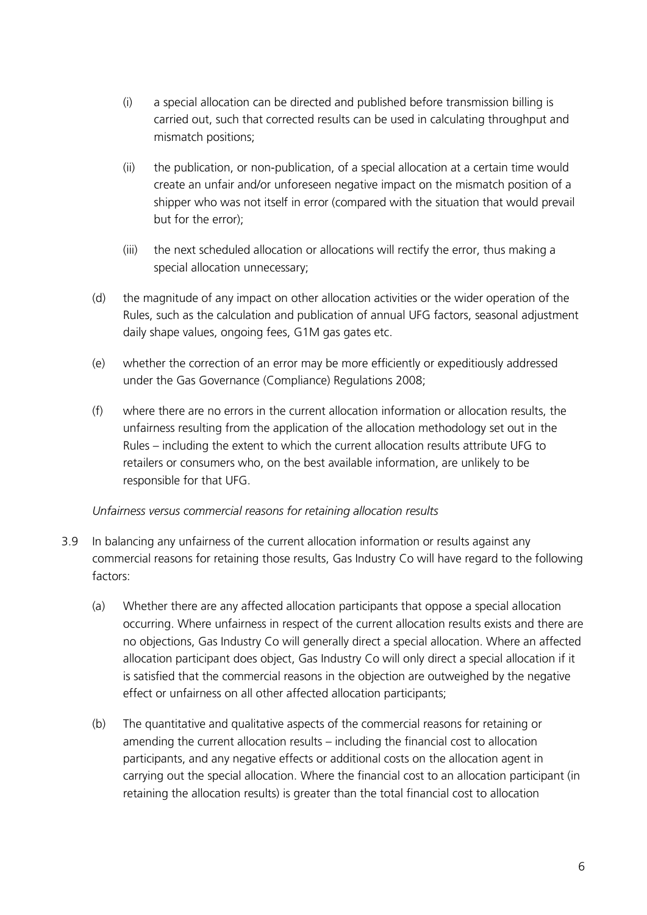(i) a special allocation can be directed and published before transmission billing is carried out, such that corrected results can be used in calculating throughput and mismatch positions;

(ii) the publication, or non-publication, of a special allocation at a certain time would create an unfair and/or unforeseen negative impact on the mismatch position of a shipper who was not itself in error (compared with the situation that would prevail but for the error);

(iii) the next scheduled allocation or allocations will rectify the error, thus making a special allocation unnecessary;

(d) the magnitude of any impact on other allocation activities or the wider operation of the Rules, such as the calculation and publication of annual UFG factors, seasonal adjustment daily shape values, ongoing fees, G1M gas gates etc.

(e) whether the correction of an error may be more efficiently or expeditiously addressed under the Gas Governance (Compliance) Regulations 2008;

(f) where there are no errors in the current allocation information or allocation results, the unfairness resulting from the application of the allocation methodology set out in the Rules – including the extent to which the current allocation results attribute UFG to retailers or consumers who, on the best available information, are unlikely to be responsible for that UFG.

*Unfairness versus commercial reasons for retaining allocation results*

3.9 In balancing any unfairness of the current allocation information or results against any commercial reasons for retaining those results, Gas Industry Co will have regard to the following factors:

(a) Whether there are any affected allocation participants that oppose a special allocation occurring. Where unfairness in respect of the current allocation results exists and there are no objections, Gas Industry Co will generally direct a special allocation. Where an affected allocation participant does object, Gas Industry Co will only direct a special allocation if it is satisfied that the commercial reasons in the objection are outweighed by the negative effect or unfairness on all other affected allocation participants;

(b) The quantitative and qualitative aspects of the commercial reasons for retaining or amending the current allocation results – including the financial cost to allocation participants, and any negative effects or additional costs on the allocation agent in carrying out the special allocation. Where the financial cost to an allocation participant (in retaining the allocation results) is greater than the total financial cost to allocation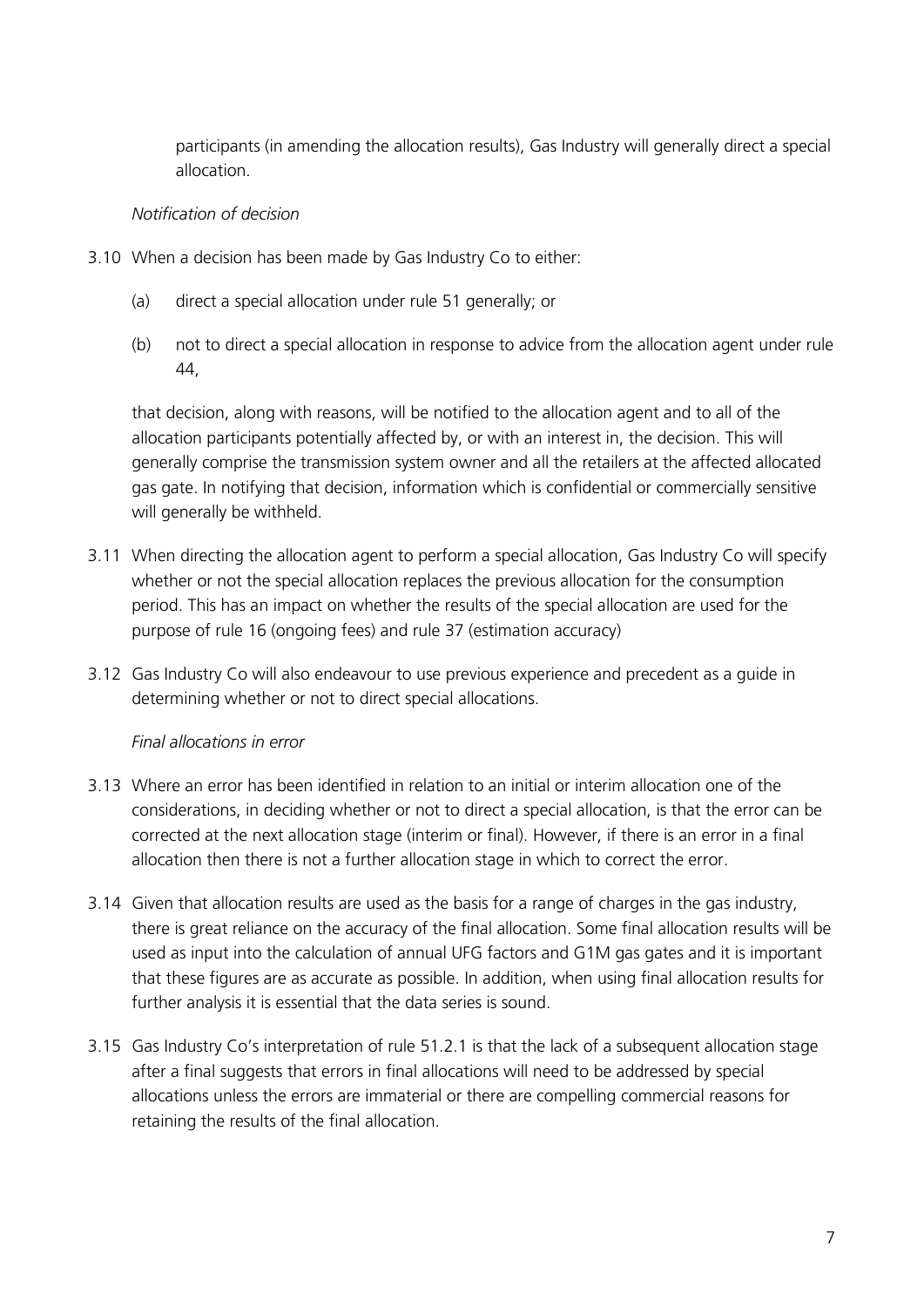participants (in amending the allocation results), Gas Industry will generally direct a special allocation.

*Notification of decision*

3.10 When a decision has been made by Gas Industry Co to either:

   (a) direct a special allocation under rule 51 generally; or

   (b) not to direct a special allocation in response to advice from the allocation agent under rule 44,

   that decision, along with reasons, will be notified to the allocation agent and to all of the allocation participants potentially affected by, or with an interest in, the decision. This will generally comprise the transmission system owner and all the retailers at the affected allocated gas gate. In notifying that decision, information which is confidential or commercially sensitive will generally be withheld.

3.11 When directing the allocation agent to perform a special allocation, Gas Industry Co will specify whether or not the special allocation replaces the previous allocation for the consumption period. This has an impact on whether the results of the special allocation are used for the purpose of rule 16 (ongoing fees) and rule 37 (estimation accuracy)

3.12 Gas Industry Co will also endeavour to use previous experience and precedent as a guide in determining whether or not to direct special allocations.

*Final allocations in error*

3.13 Where an error has been identified in relation to an initial or interim allocation one of the considerations, in deciding whether or not to direct a special allocation, is that the error can be corrected at the next allocation stage (interim or final). However, if there is an error in a final allocation then there is not a further allocation stage in which to correct the error.

3.14 Given that allocation results are used as the basis for a range of charges in the gas industry, there is great reliance on the accuracy of the final allocation. Some final allocation results will be used as input into the calculation of annual UFG factors and G1M gas gates and it is important that these figures are as accurate as possible. In addition, when using final allocation results for further analysis it is essential that the data series is sound.

3.15 Gas Industry Co's interpretation of rule 51.2.1 is that the lack of a subsequent allocation stage after a final suggests that errors in final allocations will need to be addressed by special allocations unless the errors are immaterial or there are compelling commercial reasons for retaining the results of the final allocation.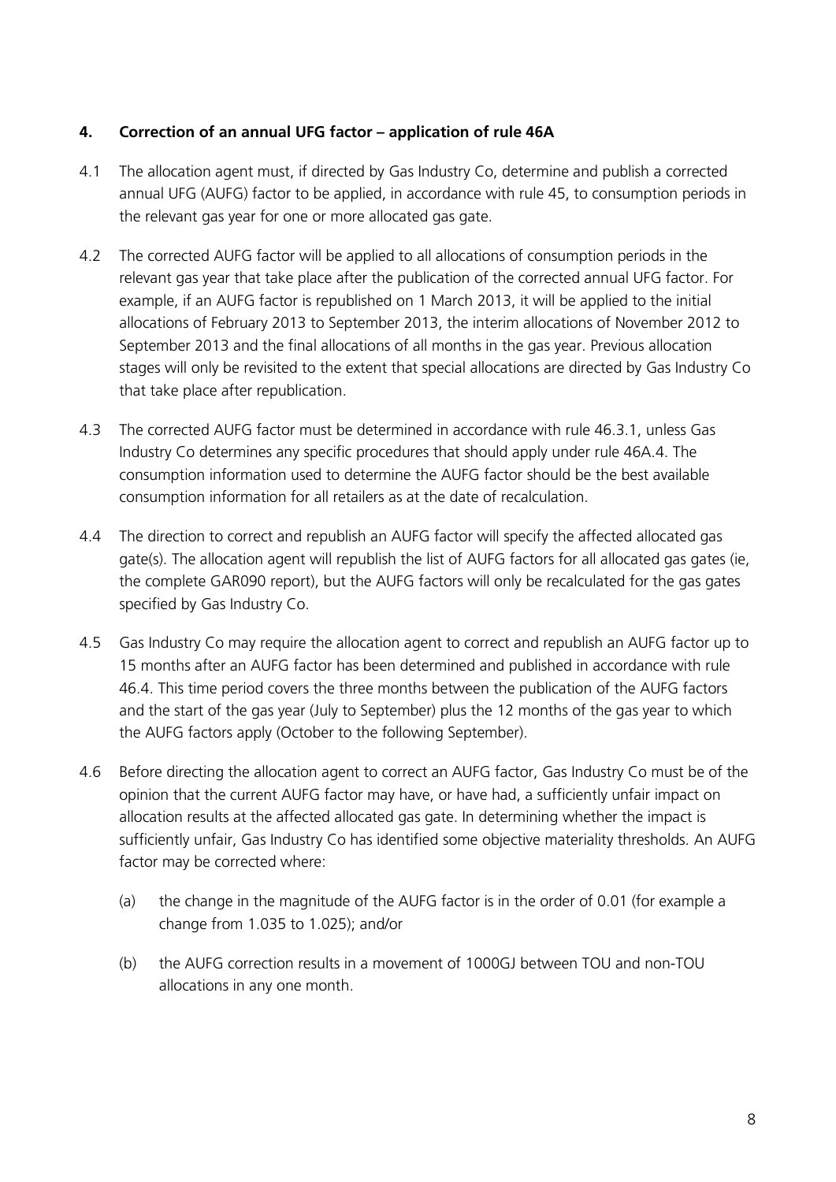## 4. Correction of an annual UFG factor – application of rule 46A

4.1 The allocation agent must, if directed by Gas Industry Co, determine and publish a corrected annual UFG (AUFG) factor to be applied, in accordance with rule 45, to consumption periods in the relevant gas year for one or more allocated gas gate.

4.2 The corrected AUFG factor will be applied to all allocations of consumption periods in the relevant gas year that take place after the publication of the corrected annual UFG factor. For example, if an AUFG factor is republished on 1 March 2013, it will be applied to the initial allocations of February 2013 to September 2013, the interim allocations of November 2012 to September 2013 and the final allocations of all months in the gas year. Previous allocation stages will only be revisited to the extent that special allocations are directed by Gas Industry Co that take place after republication.

4.3 The corrected AUFG factor must be determined in accordance with rule 46.3.1, unless Gas Industry Co determines any specific procedures that should apply under rule 46A.4. The consumption information used to determine the AUFG factor should be the best available consumption information for all retailers as at the date of recalculation.

4.4 The direction to correct and republish an AUFG factor will specify the affected allocated gas gate(s). The allocation agent will republish the list of AUFG factors for all allocated gas gates (ie, the complete GAR090 report), but the AUFG factors will only be recalculated for the gas gates specified by Gas Industry Co.

4.5 Gas Industry Co may require the allocation agent to correct and republish an AUFG factor up to 15 months after an AUFG factor has been determined and published in accordance with rule 46.4. This time period covers the three months between the publication of the AUFG factors and the start of the gas year (July to September) plus the 12 months of the gas year to which the AUFG factors apply (October to the following September).

4.6 Before directing the allocation agent to correct an AUFG factor, Gas Industry Co must be of the opinion that the current AUFG factor may have, or have had, a sufficiently unfair impact on allocation results at the affected allocated gas gate. In determining whether the impact is sufficiently unfair, Gas Industry Co has identified some objective materiality thresholds. An AUFG factor may be corrected where:

(a) the change in the magnitude of the AUFG factor is in the order of 0.01 (for example a change from 1.035 to 1.025); and/or

(b) the AUFG correction results in a movement of 1000GJ between TOU and non-TOU allocations in any one month.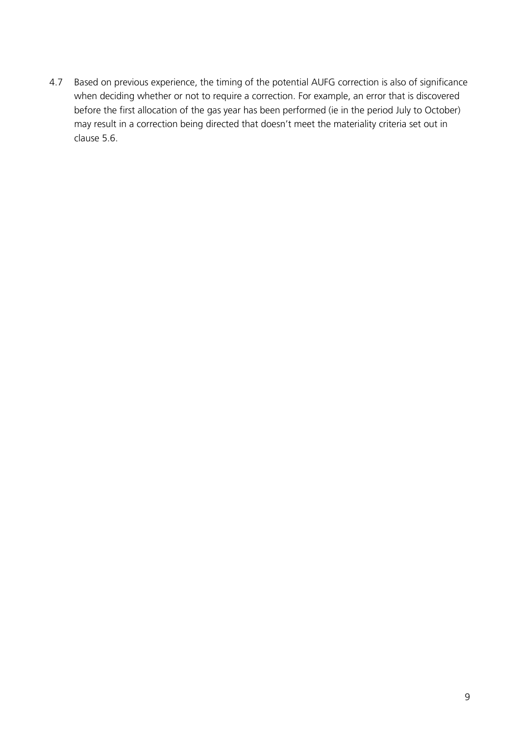4.7 Based on previous experience, the timing of the potential AUFG correction is also of significance when deciding whether or not to require a correction. For example, an error that is discovered before the first allocation of the gas year has been performed (ie in the period July to October) may result in a correction being directed that doesn't meet the materiality criteria set out in clause 5.6.